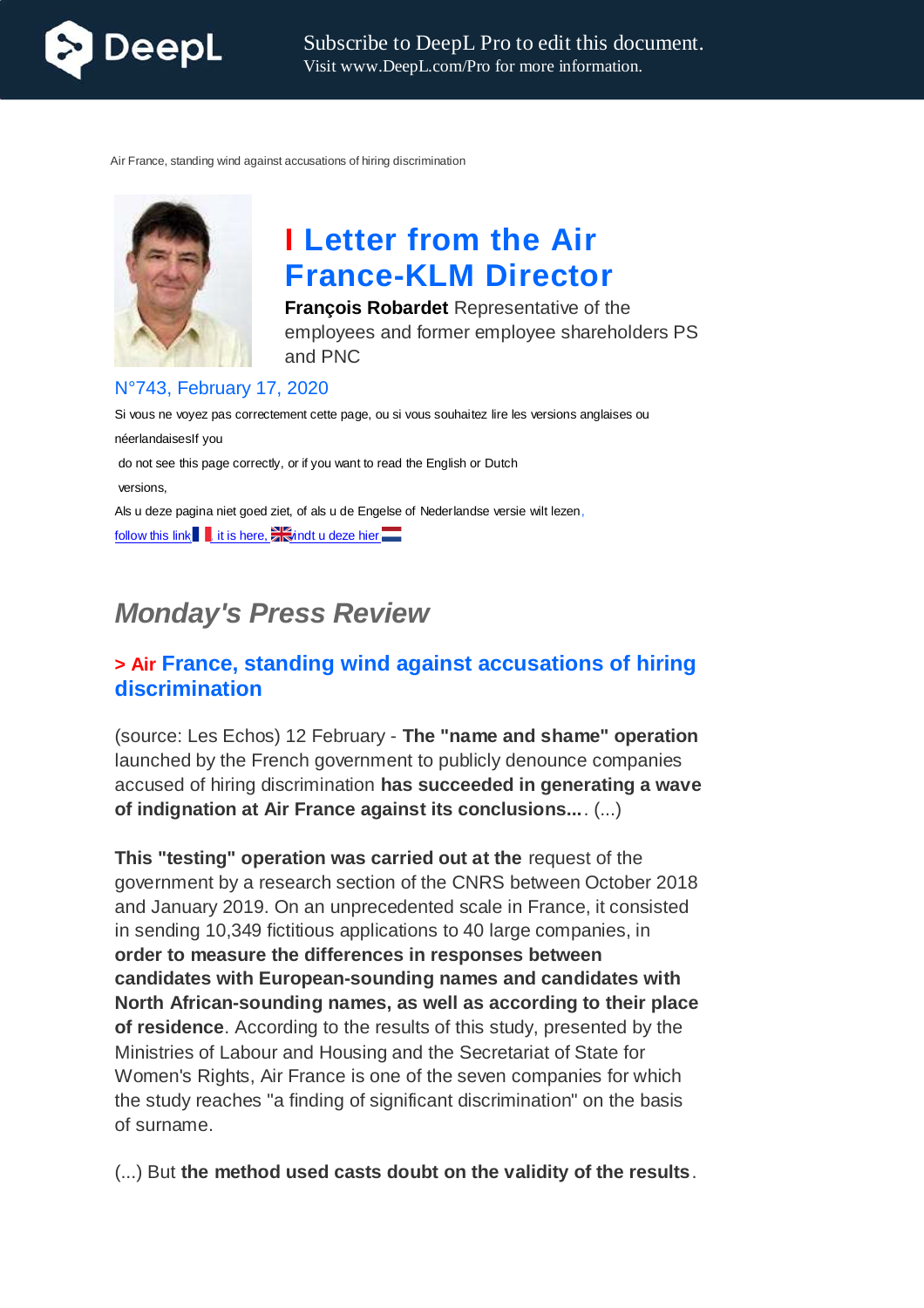Air France, standing wind against accusations of hiring discrimination

# I Letter from the Air France-KLM Director

**François Robardet** Representative of the employees and former employee shareholders PS and PNC

N°743, February 17, 2020

Si vous ne voyez pas correctement cette page, ou si vous souhaitez lire les versions anglaises ou néerlandaisesIf you

do not see this page correctly, or if you want to read the English or Dutch

versions,

Als u deze pagina niet goed ziet, of als u de Engelse of Nederlandse versie wilt lezen,

follow this link, it is here, vindt u deze hier

## *Monday's Press Review*

### > Air France, standing wind against accusations of hiring discrimination

(source: Les Echos) 12 February - **The "name and shame" operation** launched by the French government to publicly denounce companies accused of hiring discrimination **has succeeded in generating a wave of indignation at Air France against its conclusions...**. (...)

**This "testing" operation was carried out at the** request of the government by a research section of the CNRS between October 2018 and January 2019. On an unprecedented scale in France, it consisted in sending 10,349 fictitious applications to 40 large companies, in **order to measure the differences in responses between candidates with European-sounding names and candidates with North African-sounding names, as well as according to their place of residence**. According to the results of this study, presented by the Ministries of Labour and Housing and the Secretariat of State for Women's Rights, Air France is one of the seven companies for which the study reaches "a finding of significant discrimination" on the basis of surname.

(...) But **the method used casts doubt on the validity of the results**.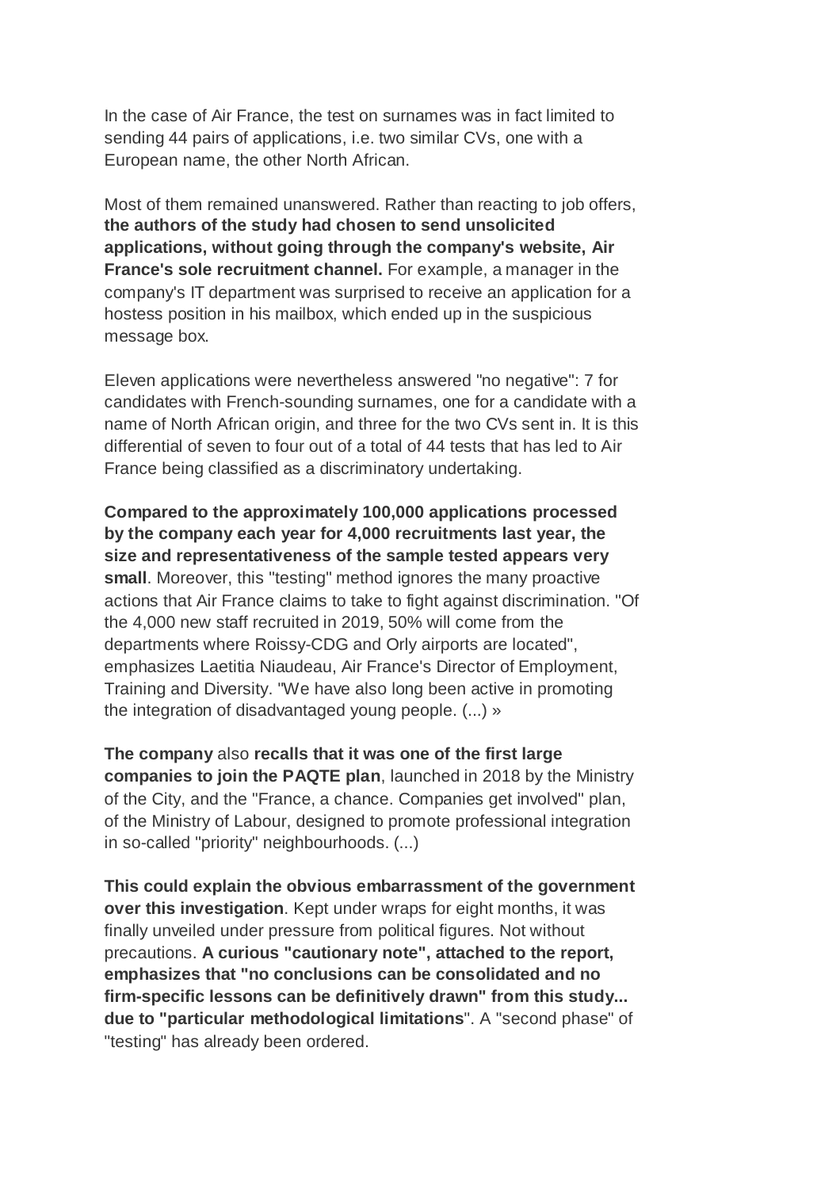In the case of Air France, the test on surnames was in fact limited to sending 44 pairs of applications, i.e. two similar CVs, one with a European name, the other North African.

Most of them remained unanswered. Rather than reacting to job offers, **the authors of the study had chosen to send unsolicited applications, without going through the company's website, Air France's sole recruitment channel.** For example, a manager in the company's IT department was surprised to receive an application for a hostess position in his mailbox, which ended up in the suspicious message box.

Eleven applications were nevertheless answered "no negative": 7 for candidates with French-sounding surnames, one for a candidate with a name of North African origin, and three for the two CVs sent in. It is this differential of seven to four out of a total of 44 tests that has led to Air France being classified as a discriminatory undertaking.

**Compared to the approximately 100,000 applications processed by the company each year for 4,000 recruitments last year, the size and representativeness of the sample tested appears very small**. Moreover, this "testing" method ignores the many proactive actions that Air France claims to take to fight against discrimination. "Of the 4,000 new staff recruited in 2019, 50% will come from the departments where Roissy-CDG and Orly airports are located", emphasizes Laetitia Niaudeau, Air France's Director of Employment, Training and Diversity. "We have also long been active in promoting the integration of disadvantaged young people. (...) »

**The company** also **recalls that it was one of the first large companies to join the PAQTE plan**, launched in 2018 by the Ministry of the City, and the "France, a chance. Companies get involved" plan, of the Ministry of Labour, designed to promote professional integration in so-called "priority" neighbourhoods. (...)

**This could explain the obvious embarrassment of the government over this investigation**. Kept under wraps for eight months, it was finally unveiled under pressure from political figures. Not without precautions. **A curious "cautionary note", attached to the report, emphasizes that "no conclusions can be consolidated and no firm-specific lessons can be definitively drawn" from this study... due to "particular methodological limitations**". A "second phase" of "testing" has already been ordered.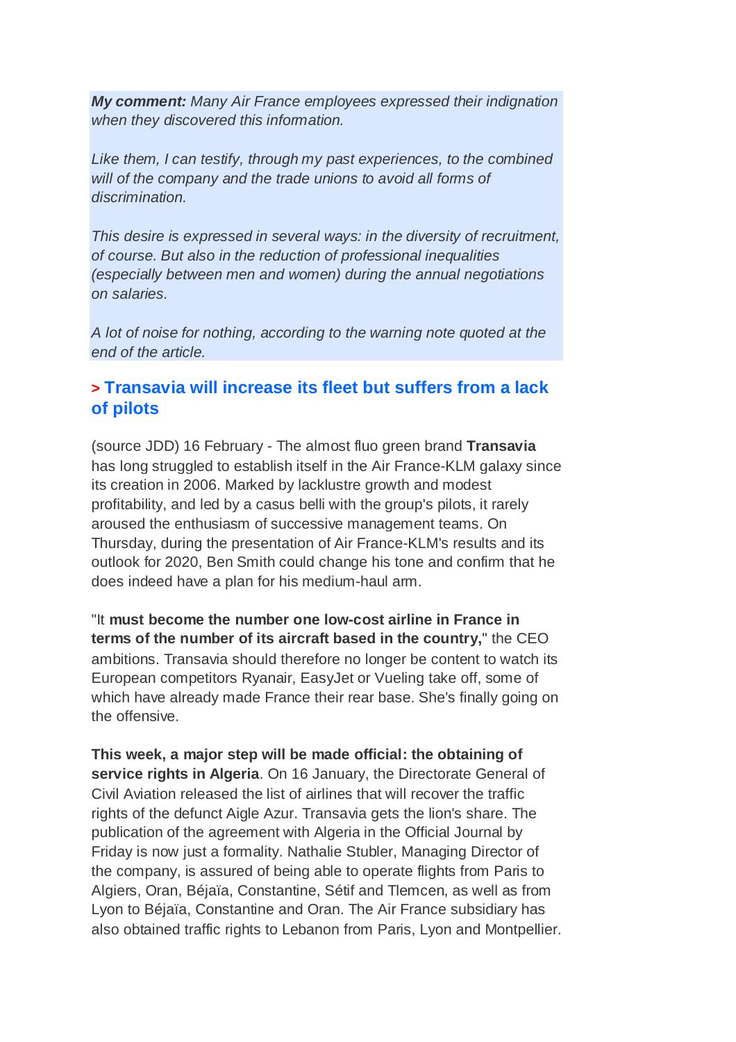***My comment:*** *Many Air France employees expressed their indignation when they discovered this information.*

*Like them, I can testify, through my past experiences, to the combined will of the company and the trade unions to avoid all forms of discrimination.*

*This desire is expressed in several ways: in the diversity of recruitment, of course. But also in the reduction of professional inequalities (especially between men and women) during the annual negotiations on salaries.*

*A lot of noise for nothing, according to the warning note quoted at the end of the article.*

## > Transavia will increase its fleet but suffers from a lack of pilots

(source JDD) 16 February - The almost fluo green brand **Transavia** has long struggled to establish itself in the Air France-KLM galaxy since its creation in 2006. Marked by lacklustre growth and modest profitability, and led by a casus belli with the group's pilots, it rarely aroused the enthusiasm of successive management teams. On Thursday, during the presentation of Air France-KLM's results and its outlook for 2020, Ben Smith could change his tone and confirm that he does indeed have a plan for his medium-haul arm.

"It **must become the number one low-cost airline in France in terms of the number of its aircraft based in the country,**" the CEO ambitions. Transavia should therefore no longer be content to watch its European competitors Ryanair, EasyJet or Vueling take off, some of which have already made France their rear base. She's finally going on the offensive.

**This week, a major step will be made official: the obtaining of service rights in Algeria**. On 16 January, the Directorate General of Civil Aviation released the list of airlines that will recover the traffic rights of the defunct Aigle Azur. Transavia gets the lion's share. The publication of the agreement with Algeria in the Official Journal by Friday is now just a formality. Nathalie Stubler, Managing Director of the company, is assured of being able to operate flights from Paris to Algiers, Oran, Béjaïa, Constantine, Sétif and Tlemcen, as well as from Lyon to Béjaïa, Constantine and Oran. The Air France subsidiary has also obtained traffic rights to Lebanon from Paris, Lyon and Montpellier.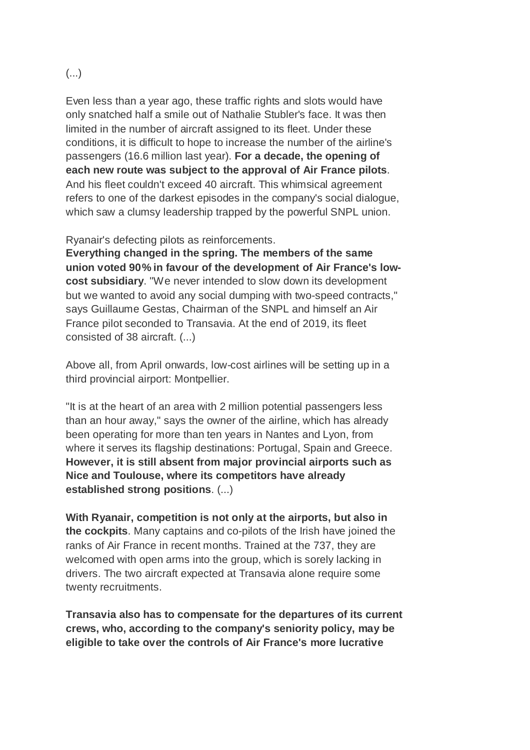(...)

Even less than a year ago, these traffic rights and slots would have only snatched half a smile out of Nathalie Stubler's face. It was then limited in the number of aircraft assigned to its fleet. Under these conditions, it is difficult to hope to increase the number of the airline's passengers (16.6 million last year). **For a decade, the opening of each new route was subject to the approval of Air France pilots**. And his fleet couldn't exceed 40 aircraft. This whimsical agreement refers to one of the darkest episodes in the company's social dialogue, which saw a clumsy leadership trapped by the powerful SNPL union.

Ryanair's defecting pilots as reinforcements.

**Everything changed in the spring. The members of the same union voted 90% in favour of the development of Air France's low-cost subsidiary**. "We never intended to slow down its development but we wanted to avoid any social dumping with two-speed contracts," says Guillaume Gestas, Chairman of the SNPL and himself an Air France pilot seconded to Transavia. At the end of 2019, its fleet consisted of 38 aircraft. (...)

Above all, from April onwards, low-cost airlines will be setting up in a third provincial airport: Montpellier.

"It is at the heart of an area with 2 million potential passengers less than an hour away," says the owner of the airline, which has already been operating for more than ten years in Nantes and Lyon, from where it serves its flagship destinations: Portugal, Spain and Greece. **However, it is still absent from major provincial airports such as Nice and Toulouse, where its competitors have already established strong positions**. (...)

**With Ryanair, competition is not only at the airports, but also in the cockpits**. Many captains and co-pilots of the Irish have joined the ranks of Air France in recent months. Trained at the 737, they are welcomed with open arms into the group, which is sorely lacking in drivers. The two aircraft expected at Transavia alone require some twenty recruitments.

**Transavia also has to compensate for the departures of its current crews, who, according to the company's seniority policy, may be eligible to take over the controls of Air France's more lucrative**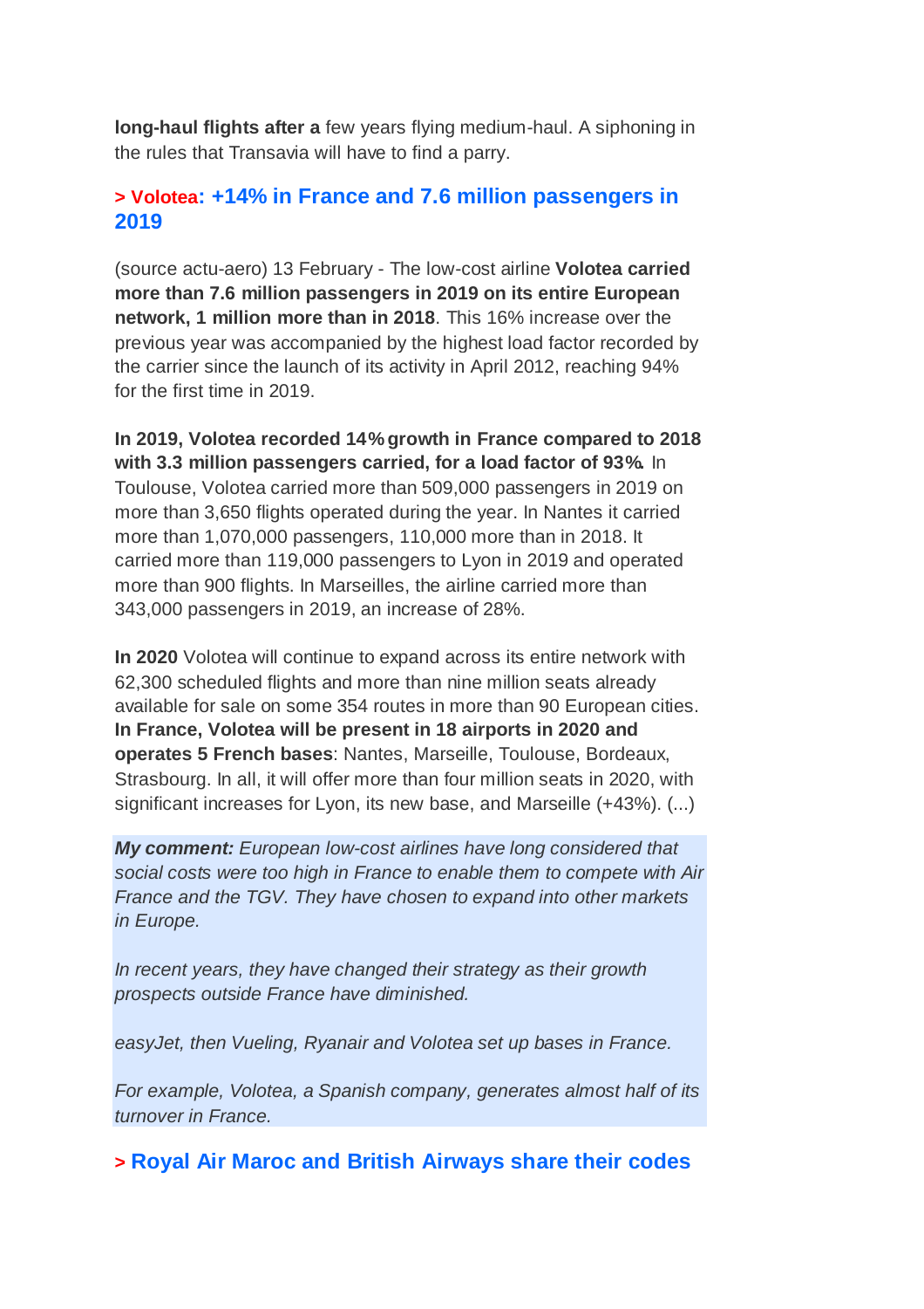**long-haul flights after a** few years flying medium-haul. A siphoning in the rules that Transavia will have to find a parry.

### > Volotea: +14% in France and 7.6 million passengers in 2019

(source actu-aero) 13 February - The low-cost airline **Volotea carried more than 7.6 million passengers in 2019 on its entire European network, 1 million more than in 2018**. This 16% increase over the previous year was accompanied by the highest load factor recorded by the carrier since the launch of its activity in April 2012, reaching 94% for the first time in 2019.

**In 2019, Volotea recorded 14% growth in France compared to 2018 with 3.3 million passengers carried, for a load factor of 93%.** In Toulouse, Volotea carried more than 509,000 passengers in 2019 on more than 3,650 flights operated during the year. In Nantes it carried more than 1,070,000 passengers, 110,000 more than in 2018. It carried more than 119,000 passengers to Lyon in 2019 and operated more than 900 flights. In Marseilles, the airline carried more than 343,000 passengers in 2019, an increase of 28%.

**In 2020** Volotea will continue to expand across its entire network with 62,300 scheduled flights and more than nine million seats already available for sale on some 354 routes in more than 90 European cities. **In France, Volotea will be present in 18 airports in 2020 and operates 5 French bases**: Nantes, Marseille, Toulouse, Bordeaux, Strasbourg. In all, it will offer more than four million seats in 2020, with significant increases for Lyon, its new base, and Marseille (+43%). (...)

***My comment:*** *European low-cost airlines have long considered that social costs were too high in France to enable them to compete with Air France and the TGV. They have chosen to expand into other markets in Europe.*

*In recent years, they have changed their strategy as their growth prospects outside France have diminished.*

*easyJet, then Vueling, Ryanair and Volotea set up bases in France.*

*For example, Volotea, a Spanish company, generates almost half of its turnover in France.*

### > Royal Air Maroc and British Airways share their codes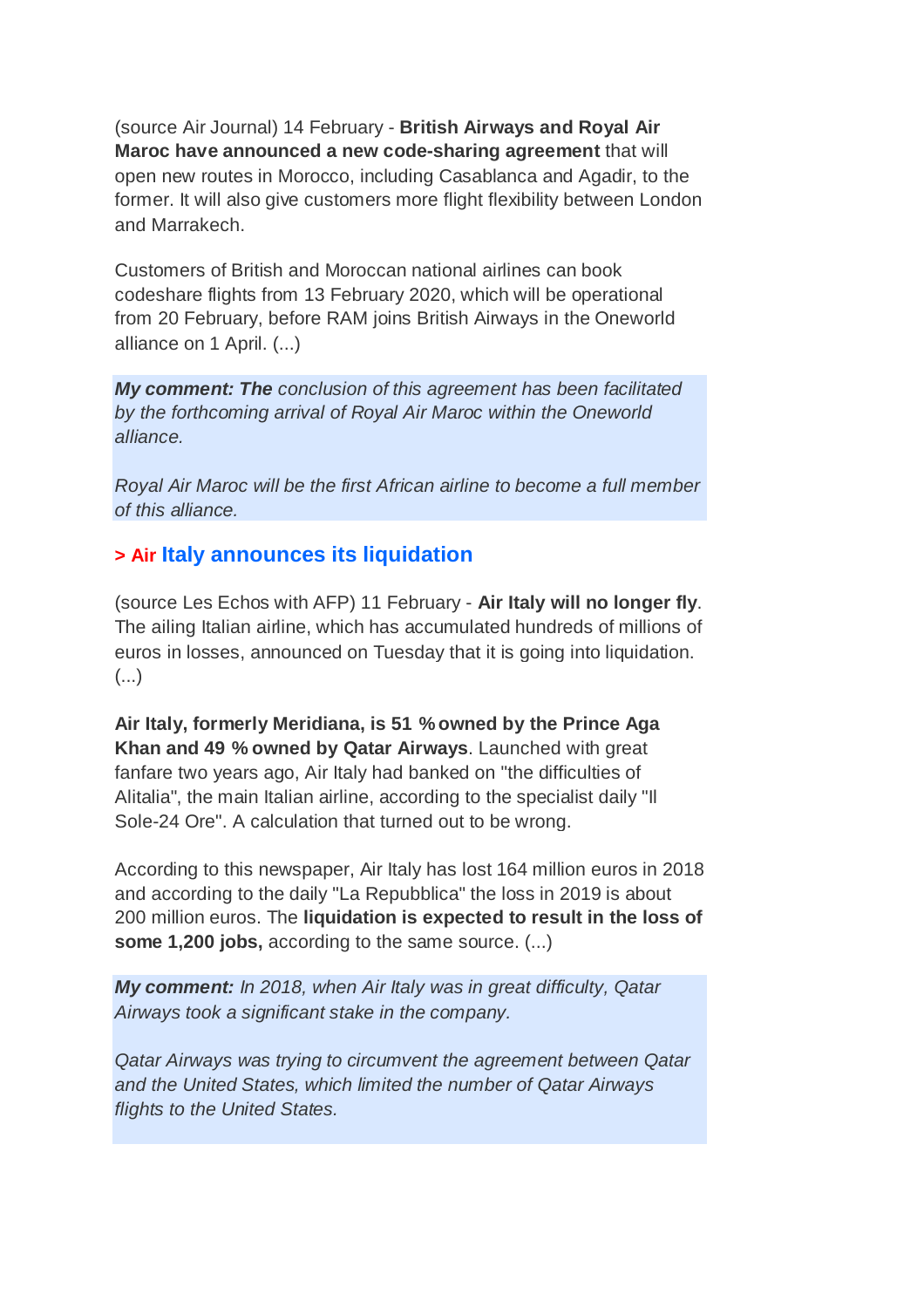(source Air Journal) 14 February - **British Airways and Royal Air Maroc have announced a new code-sharing agreement** that will open new routes in Morocco, including Casablanca and Agadir, to the former. It will also give customers more flight flexibility between London and Marrakech.

Customers of British and Moroccan national airlines can book codeshare flights from 13 February 2020, which will be operational from 20 February, before RAM joins British Airways in the Oneworld alliance on 1 April. (...)

***My comment: The*** *conclusion of this agreement has been facilitated by the forthcoming arrival of Royal Air Maroc within the Oneworld alliance.*

*Royal Air Maroc will be the first African airline to become a full member of this alliance.*

## > Air Italy announces its liquidation

(source Les Echos with AFP) 11 February - **Air Italy will no longer fly**. The ailing Italian airline, which has accumulated hundreds of millions of euros in losses, announced on Tuesday that it is going into liquidation. (...)

**Air Italy, formerly Meridiana, is 51 % owned by the Prince Aga Khan and 49 % owned by Qatar Airways**. Launched with great fanfare two years ago, Air Italy had banked on "the difficulties of Alitalia", the main Italian airline, according to the specialist daily "Il Sole-24 Ore". A calculation that turned out to be wrong.

According to this newspaper, Air Italy has lost 164 million euros in 2018 and according to the daily "La Repubblica" the loss in 2019 is about 200 million euros. The **liquidation is expected to result in the loss of some 1,200 jobs,** according to the same source. (...)

***My comment:*** *In 2018, when Air Italy was in great difficulty, Qatar Airways took a significant stake in the company.*

*Qatar Airways was trying to circumvent the agreement between Qatar and the United States, which limited the number of Qatar Airways flights to the United States.*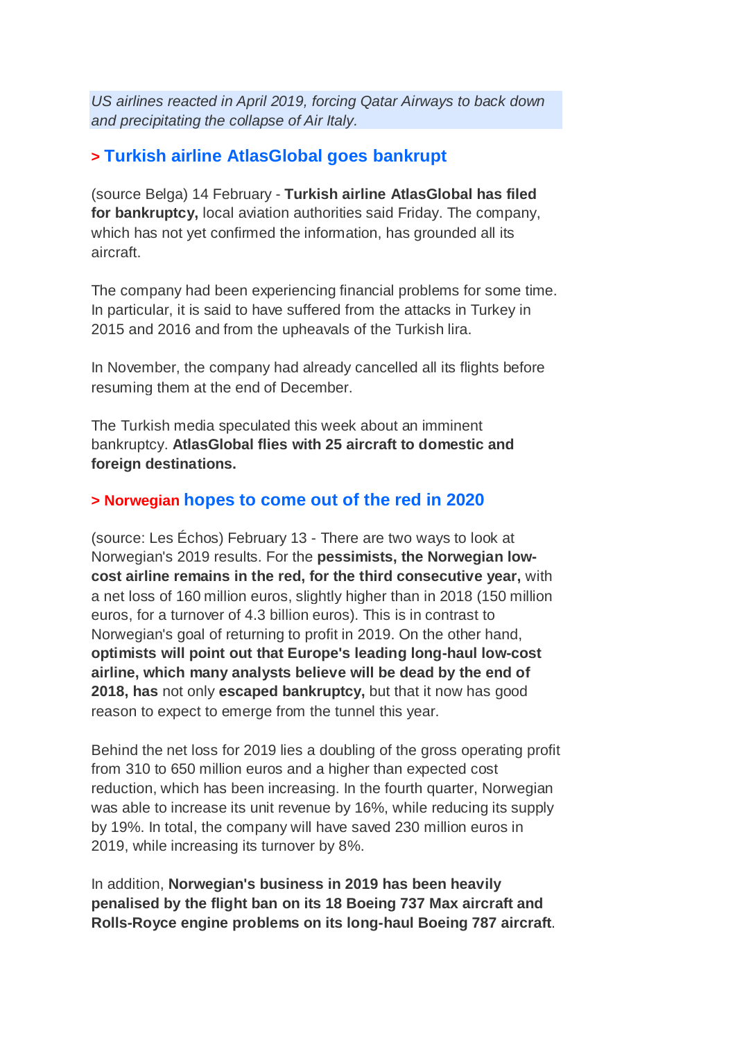*US airlines reacted in April 2019, forcing Qatar Airways to back down and precipitating the collapse of Air Italy.*

## > Turkish airline AtlasGlobal goes bankrupt

(source Belga) 14 February - **Turkish airline AtlasGlobal has filed for bankruptcy,** local aviation authorities said Friday. The company, which has not yet confirmed the information, has grounded all its aircraft.

The company had been experiencing financial problems for some time. In particular, it is said to have suffered from the attacks in Turkey in 2015 and 2016 and from the upheavals of the Turkish lira.

In November, the company had already cancelled all its flights before resuming them at the end of December.

The Turkish media speculated this week about an imminent bankruptcy. **AtlasGlobal flies with 25 aircraft to domestic and foreign destinations.**

## > Norwegian hopes to come out of the red in 2020

(source: Les Échos) February 13 - There are two ways to look at Norwegian's 2019 results. For the **pessimists, the Norwegian low-cost airline remains in the red, for the third consecutive year,** with a net loss of 160 million euros, slightly higher than in 2018 (150 million euros, for a turnover of 4.3 billion euros). This is in contrast to Norwegian's goal of returning to profit in 2019. On the other hand, **optimists will point out that Europe's leading long-haul low-cost airline, which many analysts believe will be dead by the end of 2018, has** not only **escaped bankruptcy,** but that it now has good reason to expect to emerge from the tunnel this year.

Behind the net loss for 2019 lies a doubling of the gross operating profit from 310 to 650 million euros and a higher than expected cost reduction, which has been increasing. In the fourth quarter, Norwegian was able to increase its unit revenue by 16%, while reducing its supply by 19%. In total, the company will have saved 230 million euros in 2019, while increasing its turnover by 8%.

In addition, **Norwegian's business in 2019 has been heavily penalised by the flight ban on its 18 Boeing 737 Max aircraft and Rolls-Royce engine problems on its long-haul Boeing 787 aircraft**.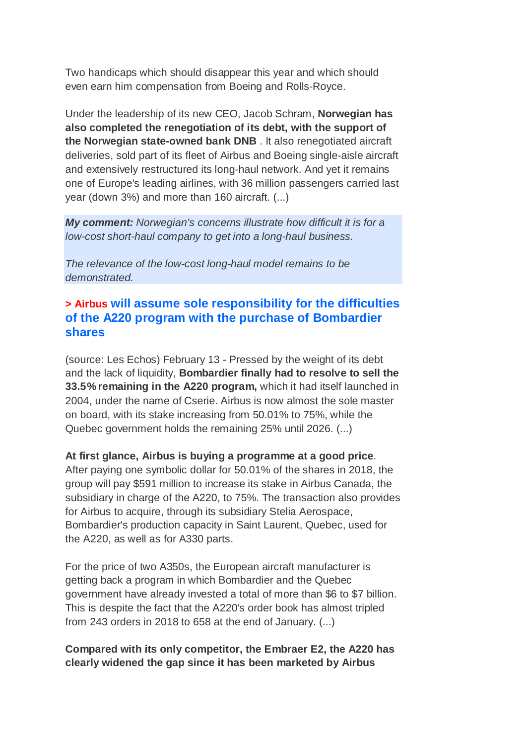Two handicaps which should disappear this year and which should even earn him compensation from Boeing and Rolls-Royce.

Under the leadership of its new CEO, Jacob Schram, **Norwegian has also completed the renegotiation of its debt, with the support of the Norwegian state-owned bank DNB** . It also renegotiated aircraft deliveries, sold part of its fleet of Airbus and Boeing single-aisle aircraft and extensively restructured its long-haul network. And yet it remains one of Europe's leading airlines, with 36 million passengers carried last year (down 3%) and more than 160 aircraft. (...)

***My comment:*** *Norwegian's concerns illustrate how difficult it is for a low-cost short-haul company to get into a long-haul business.*

*The relevance of the low-cost long-haul model remains to be demonstrated.*

### > Airbus will assume sole responsibility for the difficulties of the A220 program with the purchase of Bombardier shares

(source: Les Echos) February 13 - Pressed by the weight of its debt and the lack of liquidity, **Bombardier finally had to resolve to sell the 33.5% remaining in the A220 program,** which it had itself launched in 2004, under the name of Cserie. Airbus is now almost the sole master on board, with its stake increasing from 50.01% to 75%, while the Quebec government holds the remaining 25% until 2026. (...)

**At first glance, Airbus is buying a programme at a good price**. After paying one symbolic dollar for 50.01% of the shares in 2018, the group will pay $591 million to increase its stake in Airbus Canada, the subsidiary in charge of the A220, to 75%. The transaction also provides for Airbus to acquire, through its subsidiary Stelia Aerospace, Bombardier's production capacity in Saint Laurent, Quebec, used for the A220, as well as for A330 parts.

For the price of two A350s, the European aircraft manufacturer is getting back a program in which Bombardier and the Quebec government have already invested a total of more than $6 to $7 billion. This is despite the fact that the A220's order book has almost tripled from 243 orders in 2018 to 658 at the end of January. (...)

**Compared with its only competitor, the Embraer E2, the A220 has clearly widened the gap since it has been marketed by Airbus**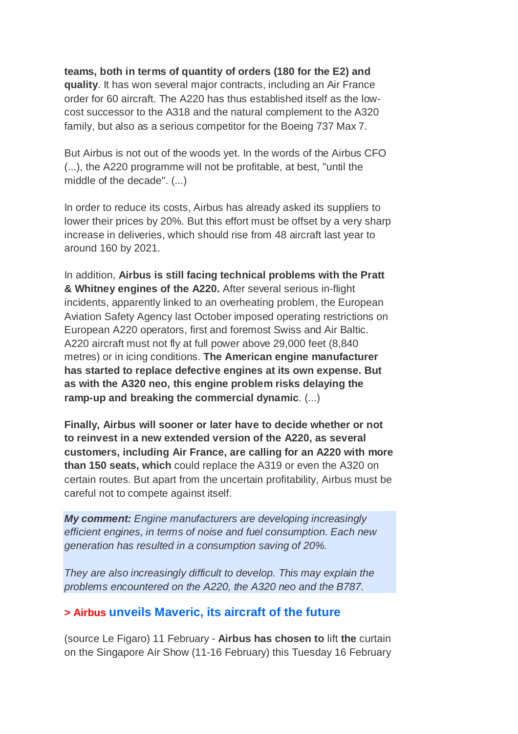**teams, both in terms of quantity of orders (180 for the E2) and quality**. It has won several major contracts, including an Air France order for 60 aircraft. The A220 has thus established itself as the low-cost successor to the A318 and the natural complement to the A320 family, but also as a serious competitor for the Boeing 737 Max 7.

But Airbus is not out of the woods yet. In the words of the Airbus CFO (...), the A220 programme will not be profitable, at best, "until the middle of the decade". (...)

In order to reduce its costs, Airbus has already asked its suppliers to lower their prices by 20%. But this effort must be offset by a very sharp increase in deliveries, which should rise from 48 aircraft last year to around 160 by 2021.

In addition, **Airbus is still facing technical problems with the Pratt & Whitney engines of the A220.** After several serious in-flight incidents, apparently linked to an overheating problem, the European Aviation Safety Agency last October imposed operating restrictions on European A220 operators, first and foremost Swiss and Air Baltic. A220 aircraft must not fly at full power above 29,000 feet (8,840 metres) or in icing conditions. **The American engine manufacturer has started to replace defective engines at its own expense. But as with the A320 neo, this engine problem risks delaying the ramp-up and breaking the commercial dynamic**. (...)

**Finally, Airbus will sooner or later have to decide whether or not to reinvest in a new extended version of the A220, as several customers, including Air France, are calling for an A220 with more than 150 seats, which** could replace the A319 or even the A320 on certain routes. But apart from the uncertain profitability, Airbus must be careful not to compete against itself.

***My comment:*** *Engine manufacturers are developing increasingly efficient engines, in terms of noise and fuel consumption. Each new generation has resulted in a consumption saving of 20%.*

*They are also increasingly difficult to develop. This may explain the problems encountered on the A220, the A320 neo and the B787.*

### > Airbus unveils Maveric, its aircraft of the future

(source Le Figaro) 11 February - **Airbus has chosen to** lift **the** curtain on the Singapore Air Show (11-16 February) this Tuesday 16 February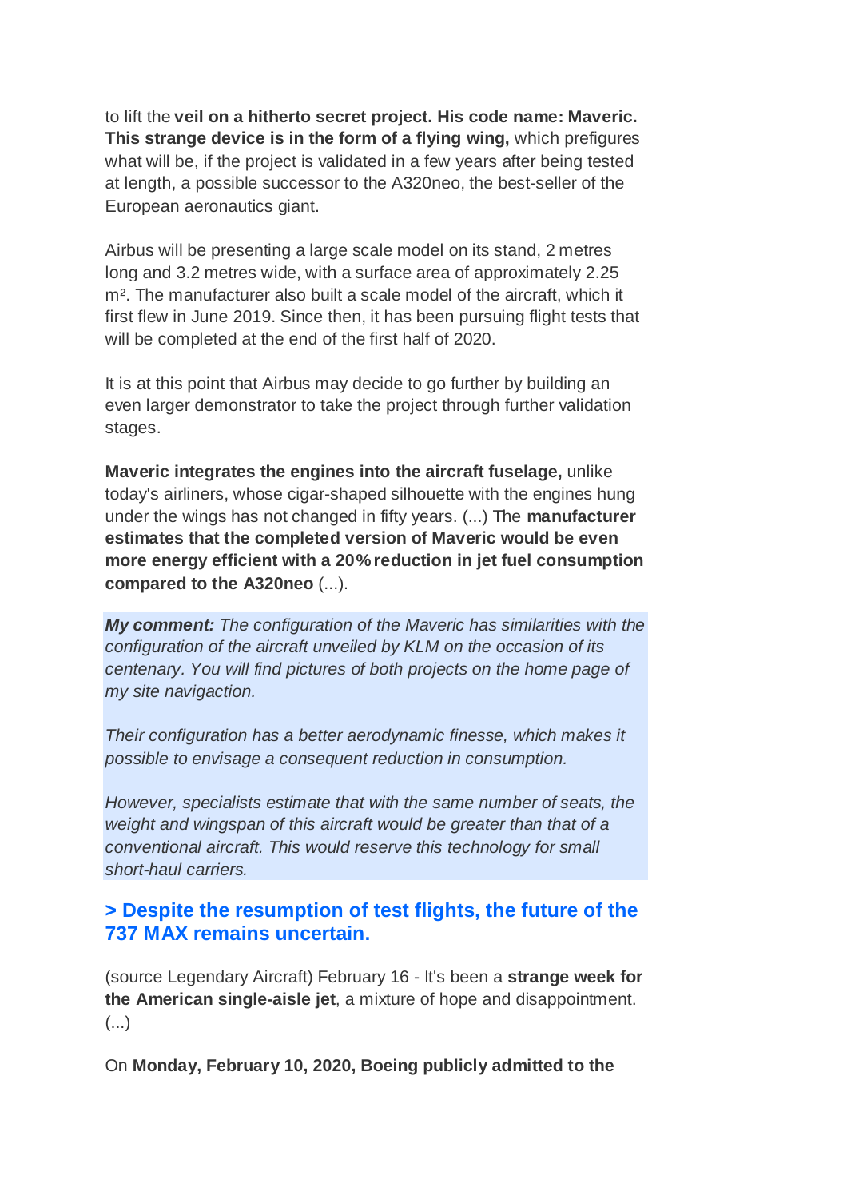to lift the **veil on a hitherto secret project. His code name: Maveric. This strange device is in the form of a flying wing,** which prefigures what will be, if the project is validated in a few years after being tested at length, a possible successor to the A320neo, the best-seller of the European aeronautics giant.

Airbus will be presenting a large scale model on its stand, 2 metres long and 3.2 metres wide, with a surface area of approximately 2.25 $m^2$. The manufacturer also built a scale model of the aircraft, which it first flew in June 2019. Since then, it has been pursuing flight tests that will be completed at the end of the first half of 2020.

It is at this point that Airbus may decide to go further by building an even larger demonstrator to take the project through further validation stages.

**Maveric integrates the engines into the aircraft fuselage,** unlike today's airliners, whose cigar-shaped silhouette with the engines hung under the wings has not changed in fifty years. (...) The **manufacturer estimates that the completed version of Maveric would be even more energy efficient with a 20% reduction in jet fuel consumption compared to the A320neo** (...).

***My comment:*** *The configuration of the Maveric has similarities with the configuration of the aircraft unveiled by KLM on the occasion of its centenary. You will find pictures of both projects on the home page of my site navigaction.*

*Their configuration has a better aerodynamic finesse, which makes it possible to envisage a consequent reduction in consumption.*

*However, specialists estimate that with the same number of seats, the weight and wingspan of this aircraft would be greater than that of a conventional aircraft. This would reserve this technology for small short-haul carriers.*

### > Despite the resumption of test flights, the future of the 737 MAX remains uncertain.

(source Legendary Aircraft) February 16 - It's been a **strange week for the American single-aisle jet**, a mixture of hope and disappointment. (...)

On **Monday, February 10, 2020, Boeing publicly admitted to the**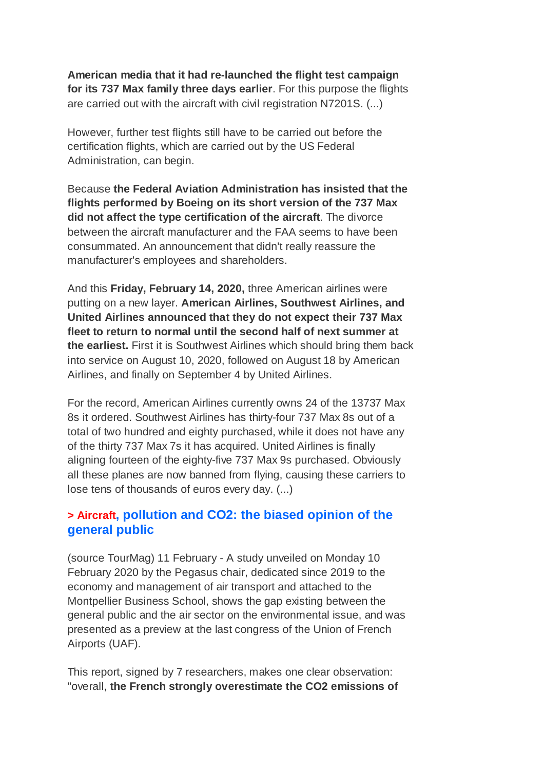**American media that it had re-launched the flight test campaign for its 737 Max family three days earlier**. For this purpose the flights are carried out with the aircraft with civil registration N7201S. (...)

However, further test flights still have to be carried out before the certification flights, which are carried out by the US Federal Administration, can begin.

Because **the Federal Aviation Administration has insisted that the flights performed by Boeing on its short version of the 737 Max did not affect the type certification of the aircraft**. The divorce between the aircraft manufacturer and the FAA seems to have been consummated. An announcement that didn't really reassure the manufacturer's employees and shareholders.

And this **Friday, February 14, 2020,** three American airlines were putting on a new layer. **American Airlines, Southwest Airlines, and United Airlines announced that they do not expect their 737 Max fleet to return to normal until the second half of next summer at the earliest.** First it is Southwest Airlines which should bring them back into service on August 10, 2020, followed on August 18 by American Airlines, and finally on September 4 by United Airlines.

For the record, American Airlines currently owns 24 of the 13737 Max 8s it ordered. Southwest Airlines has thirty-four 737 Max 8s out of a total of two hundred and eighty purchased, while it does not have any of the thirty 737 Max 7s it has acquired. United Airlines is finally aligning fourteen of the eighty-five 737 Max 9s purchased. Obviously all these planes are now banned from flying, causing these carriers to lose tens of thousands of euros every day. (...)

### > Aircraft, pollution and CO2: the biased opinion of the general public

(source TourMag) 11 February - A study unveiled on Monday 10 February 2020 by the Pegasus chair, dedicated since 2019 to the economy and management of air transport and attached to the Montpellier Business School, shows the gap existing between the general public and the air sector on the environmental issue, and was presented as a preview at the last congress of the Union of French Airports (UAF).

This report, signed by 7 researchers, makes one clear observation: "overall, **the French strongly overestimate the CO2 emissions of**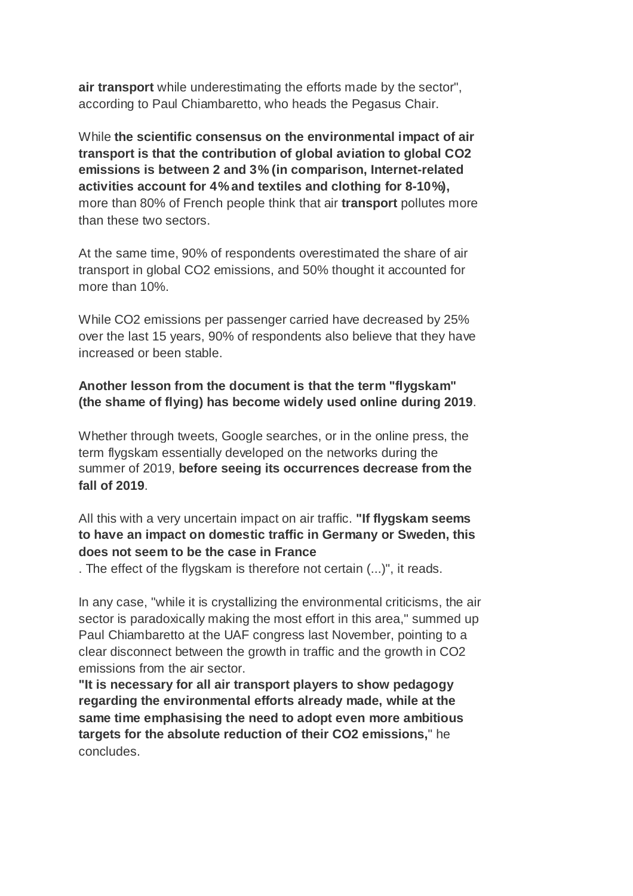**air transport** while underestimating the efforts made by the sector", according to Paul Chiambaretto, who heads the Pegasus Chair.

While **the scientific consensus on the environmental impact of air transport is that the contribution of global aviation to global $CO_2$ emissions is between 2 and 3% (in comparison, Internet-related activities account for 4% and textiles and clothing for 8-10%),** more than 80% of French people think that air **transport** pollutes more than these two sectors.

At the same time, 90% of respondents overestimated the share of air transport in global $CO_2$ emissions, and 50% thought it accounted for more than 10%.

While $CO_2$ emissions per passenger carried have decreased by 25% over the last 15 years, 90% of respondents also believe that they have increased or been stable.

**Another lesson from the document is that the term "flygskam" (the shame of flying) has become widely used online during 2019**.

Whether through tweets, Google searches, or in the online press, the term flygskam essentially developed on the networks during the summer of 2019, **before seeing its occurrences decrease from the fall of 2019**.

All this with a very uncertain impact on air traffic. **"If flygskam seems to have an impact on domestic traffic in Germany or Sweden, this does not seem to be the case in France**
. The effect of the flygskam is therefore not certain (...)", it reads.

In any case, "while it is crystallizing the environmental criticisms, the air sector is paradoxically making the most effort in this area," summed up Paul Chiambaretto at the UAF congress last November, pointing to a clear disconnect between the growth in traffic and the growth in $CO_2$ emissions from the air sector.
**"It is necessary for all air transport players to show pedagogy regarding the environmental efforts already made, while at the same time emphasising the need to adopt even more ambitious targets for the absolute reduction of their $CO_2$ emissions,**" he concludes.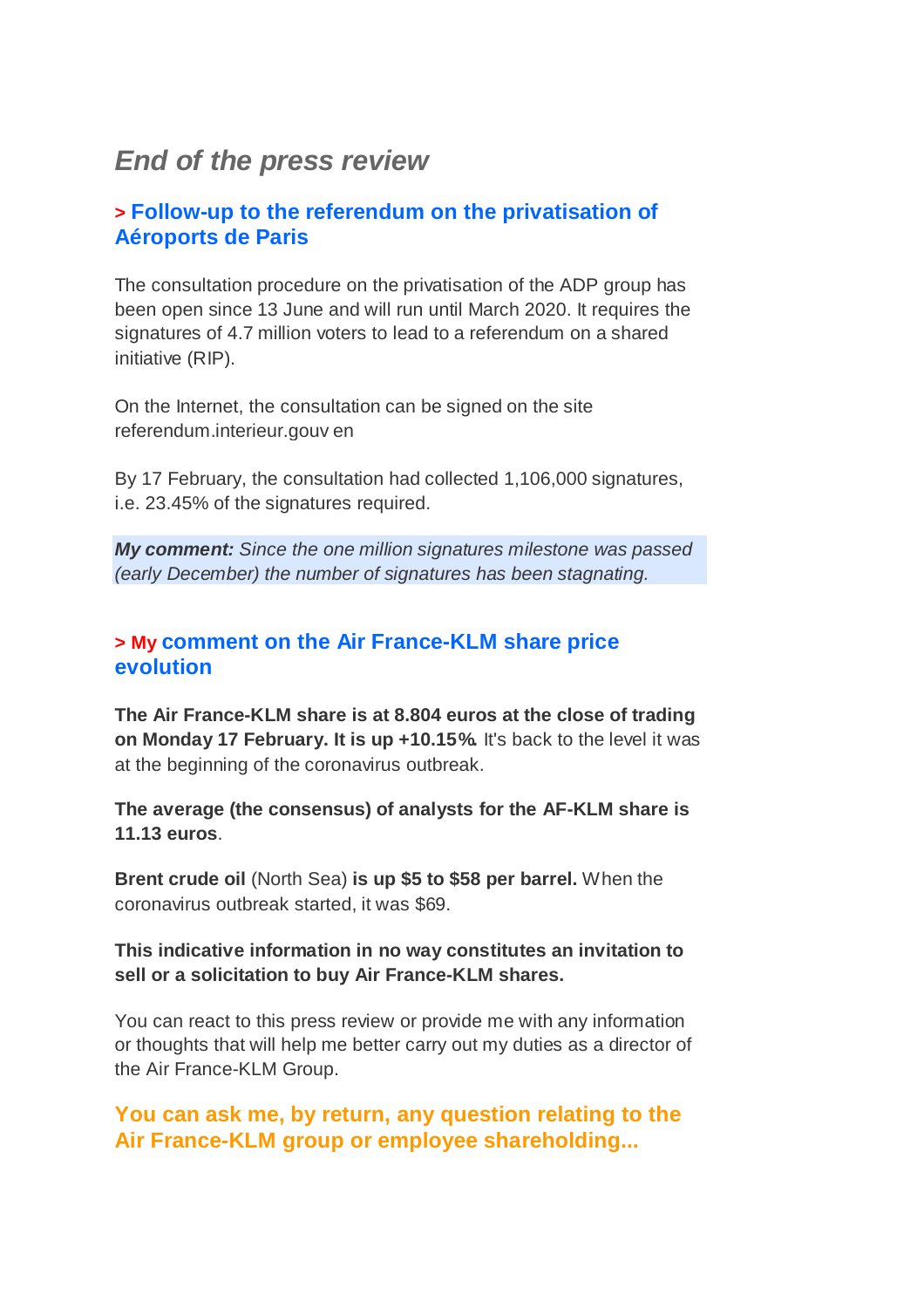## *End of the press review*

### > Follow-up to the referendum on the privatisation of Aéroports de Paris

The consultation procedure on the privatisation of the ADP group has been open since 13 June and will run until March 2020. It requires the signatures of 4.7 million voters to lead to a referendum on a shared initiative (RIP).

On the Internet, the consultation can be signed on the site referendum.interieur.gouv en

By 17 February, the consultation had collected 1,106,000 signatures, i.e. 23.45% of the signatures required.

***My comment:*** *Since the one million signatures milestone was passed (early December) the number of signatures has been stagnating.*

### > My comment on the Air France-KLM share price evolution

**The Air France-KLM share is at 8.804 euros at the close of trading on Monday 17 February. It is up +10.15%.** It's back to the level it was at the beginning of the coronavirus outbreak.

**The average (the consensus) of analysts for the AF-KLM share is 11.13 euros**.

**Brent crude oil** (North Sea) **is up $5 to $58 per barrel.** When the coronavirus outbreak started, it was $69.

**This indicative information in no way constitutes an invitation to sell or a solicitation to buy Air France-KLM shares.**

You can react to this press review or provide me with any information or thoughts that will help me better carry out my duties as a director of the Air France-KLM Group.

**You can ask me, by return, any question relating to the Air France-KLM group or employee shareholding...**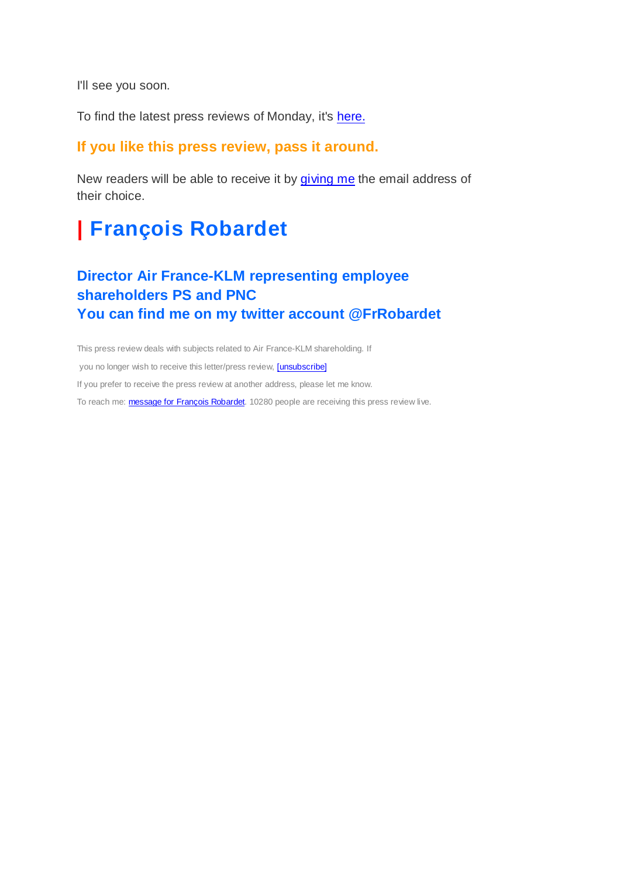I'll see you soon.

To find the latest press reviews of Monday, it's [here.]

**If you like this press review, pass it around.**

New readers will be able to receive it by [giving me] the email address of their choice.

# | François Robardet

### Director Air France-KLM representing employee shareholders PS and PNC
### You can find me on my twitter account @FrRobardet

This press review deals with subjects related to Air France-KLM shareholding. If you no longer wish to receive this letter/press review, [unsubscribe]

If you prefer to receive the press review at another address, please let me know.

To reach me: [message for François Robardet]. 10280 people are receiving this press review live.